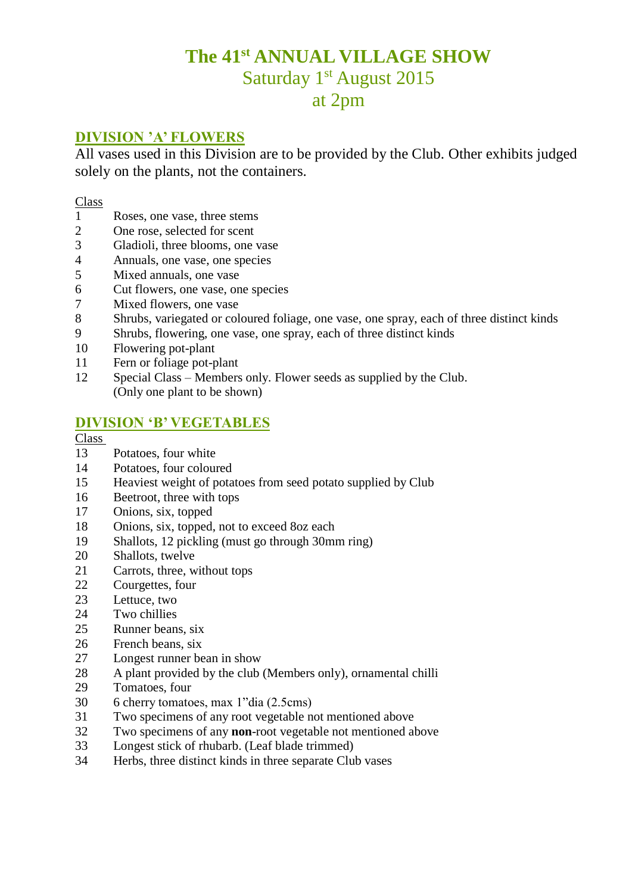# The 41st ANNUAL VILLAGE SHOW

Saturday 1st August 2015

at 2pm

## DIVISION 'A' FLOWERS

All vases used in this Division are to be provided by the Club. Other exhibits judged solely on the plants, not the containers.

| Class | |
|---|---|
| 1 | Roses, one vase, three stems |
| 2 | One rose, selected for scent |
| 3 | Gladioli, three blooms, one vase |
| 4 | Annuals, one vase, one species |
| 5 | Mixed annuals, one vase |
| 6 | Cut flowers, one vase, one species |
| 7 | Mixed flowers, one vase |
| 8 | Shrubs, variegated or coloured foliage, one vase, one spray, each of three distinct kinds |
| 9 | Shrubs, flowering, one vase, one spray, each of three distinct kinds |
| 10 | Flowering pot-plant |
| 11 | Fern or foliage pot-plant |
| 12 | Special Class – Members only. Flower seeds as supplied by the Club. (Only one plant to be shown) |

## DIVISION 'B' VEGETABLES

| Class | |
|---|---|
| 13 | Potatoes, four white |
| 14 | Potatoes, four coloured |
| 15 | Heaviest weight of potatoes from seed potato supplied by Club |
| 16 | Beetroot, three with tops |
| 17 | Onions, six, topped |
| 18 | Onions, six, topped, not to exceed 8oz each |
| 19 | Shallots, 12 pickling (must go through 30mm ring) |
| 20 | Shallots, twelve |
| 21 | Carrots, three, without tops |
| 22 | Courgettes, four |
| 23 | Lettuce, two |
| 24 | Two chillies |
| 25 | Runner beans, six |
| 26 | French beans, six |
| 27 | Longest runner bean in show |
| 28 | A plant provided by the club (Members only), ornamental chilli |
| 29 | Tomatoes, four |
| 30 | 6 cherry tomatoes, max 1"dia (2.5cms) |
| 31 | Two specimens of any root vegetable not mentioned above |
| 32 | Two specimens of any **non**-root vegetable not mentioned above |
| 33 | Longest stick of rhubarb. (Leaf blade trimmed) |
| 34 | Herbs, three distinct kinds in three separate Club vases |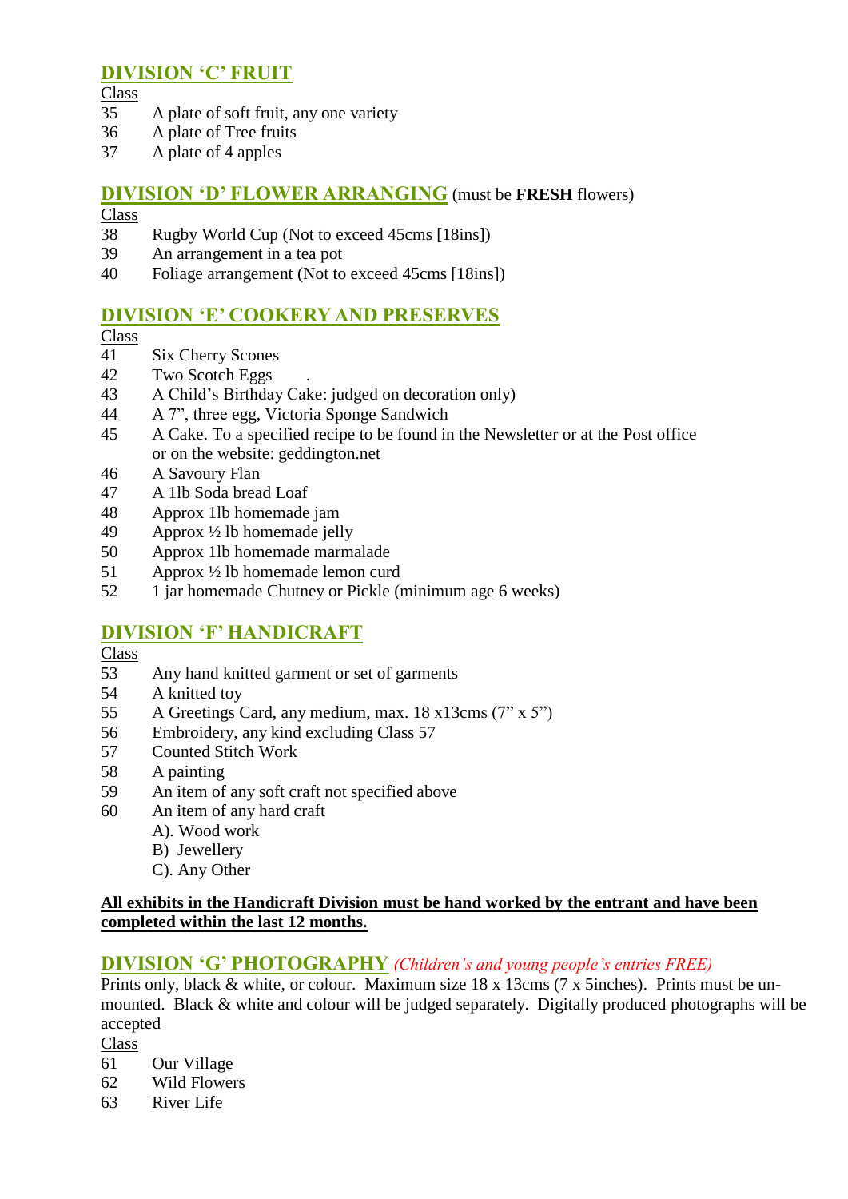## DIVISION 'C' FRUIT

Class

35 A plate of soft fruit, any one variety
36 A plate of Tree fruits
37 A plate of 4 apples

## DIVISION 'D' FLOWER ARRANGING (must be **FRESH** flowers)

Class

38 Rugby World Cup (Not to exceed 45cms [18ins])
39 An arrangement in a tea pot
40 Foliage arrangement (Not to exceed 45cms [18ins])

## DIVISION 'E' COOKERY AND PRESERVES

Class

41 Six Cherry Scones
42 Two Scotch Eggs .
43 A Child's Birthday Cake: judged on decoration only)
44 A 7", three egg, Victoria Sponge Sandwich
45 A Cake. To a specified recipe to be found in the Newsletter or at the Post office or on the website: geddington.net
46 A Savoury Flan
47 A 1lb Soda bread Loaf
48 Approx 1lb homemade jam
49 Approx ½ lb homemade jelly
50 Approx 1lb homemade marmalade
51 Approx ½ lb homemade lemon curd
52 1 jar homemade Chutney or Pickle (minimum age 6 weeks)

## DIVISION 'F' HANDICRAFT

Class

53 Any hand knitted garment or set of garments
54 A knitted toy
55 A Greetings Card, any medium, max. 18 x13cms (7" x 5")
56 Embroidery, any kind excluding Class 57
57 Counted Stitch Work
58 A painting
59 An item of any soft craft not specified above
60 An item of any hard craft
   A). Wood work
   B) Jewellery
   C). Any Other

**All exhibits in the Handicraft Division must be hand worked by the entrant and have been completed within the last 12 months.**

## DIVISION 'G' PHOTOGRAPHY *(Children's and young people's entries FREE)*

Prints only, black & white, or colour. Maximum size 18 x 13cms (7 x 5inches). Prints must be un-mounted. Black & white and colour will be judged separately. Digitally produced photographs will be accepted

Class

61 Our Village
62 Wild Flowers
63 River Life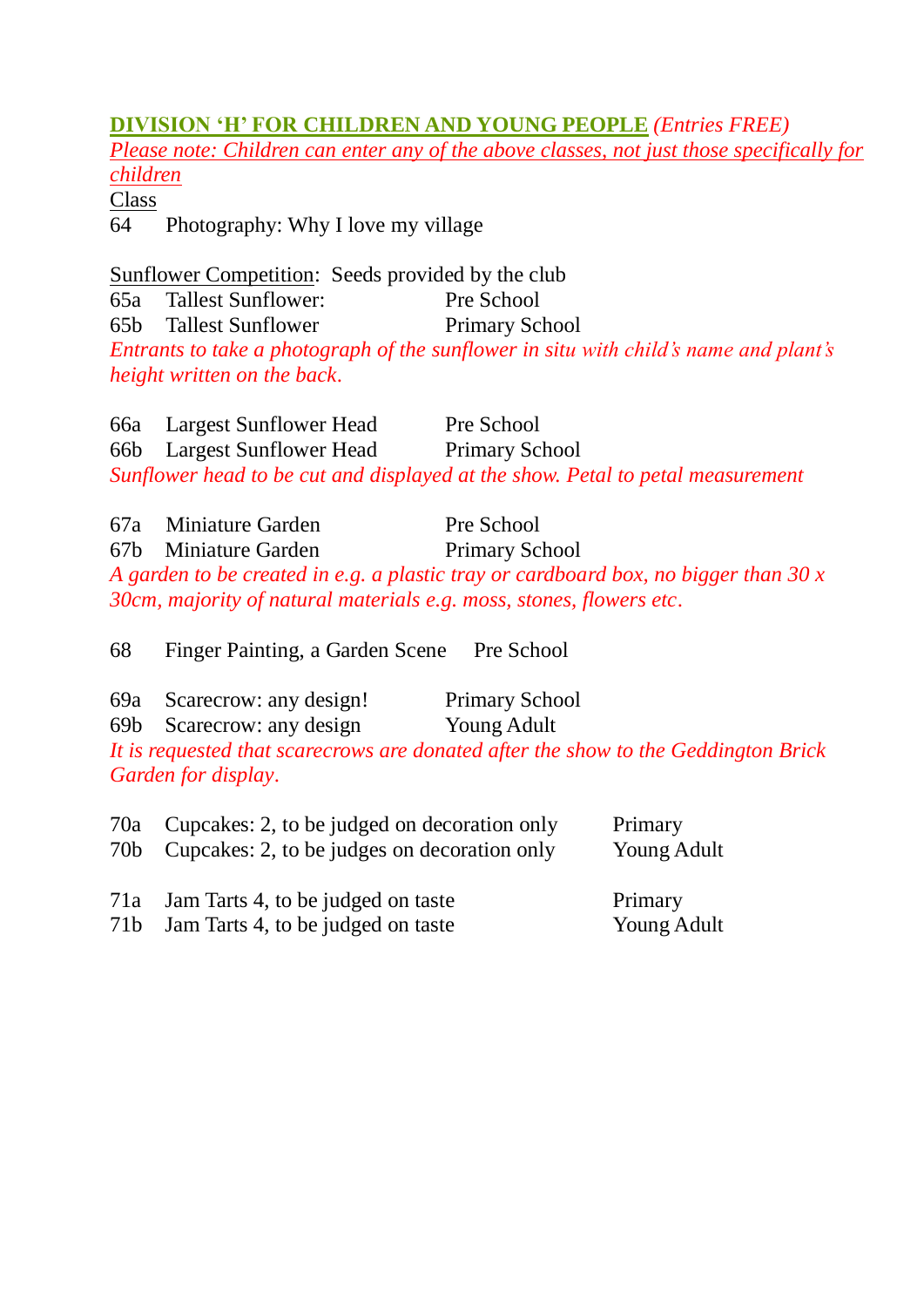## DIVISION 'H' FOR CHILDREN AND YOUNG PEOPLE *(Entries FREE)*

*Please note: Children can enter any of the above classes, not just those specifically for children*

| Class | | |
|---|---|---|
| 64 | Photography: Why I love my village | |

**Sunflower Competition**: Seeds provided by the club

| | | |
|---|---|---|
| 65a | Tallest Sunflower: | Pre School |
| 65b | Tallest Sunflower | Primary School |

*Entrants to take a photograph of the sunflower in situ with child's name and plant's height written on the back.*

| | | |
|---|---|---|
| 66a | Largest Sunflower Head | Pre School |
| 66b | Largest Sunflower Head | Primary School |

*Sunflower head to be cut and displayed at the show. Petal to petal measurement*

| | | |
|---|---|---|
| 67a | Miniature Garden | Pre School |
| 67b | Miniature Garden | Primary School |

*A garden to be created in e.g. a plastic tray or cardboard box, no bigger than 30 x 30cm, majority of natural materials e.g. moss, stones, flowers etc.*

| | | |
|---|---|---|
| 68 | Finger Painting, a Garden Scene | Pre School |

| | | |
|---|---|---|
| 69a | Scarecrow: any design! | Primary School |
| 69b | Scarecrow: any design | Young Adult |

*It is requested that scarecrows are donated after the show to the Geddington Brick Garden for display.*

| | | |
|---|---|---|
| 70a | Cupcakes: 2, to be judged on decoration only | Primary |
| 70b | Cupcakes: 2, to be judges on decoration only | Young Adult |

| | | |
|---|---|---|
| 71a | Jam Tarts 4, to be judged on taste | Primary |
| 71b | Jam Tarts 4, to be judged on taste | Young Adult |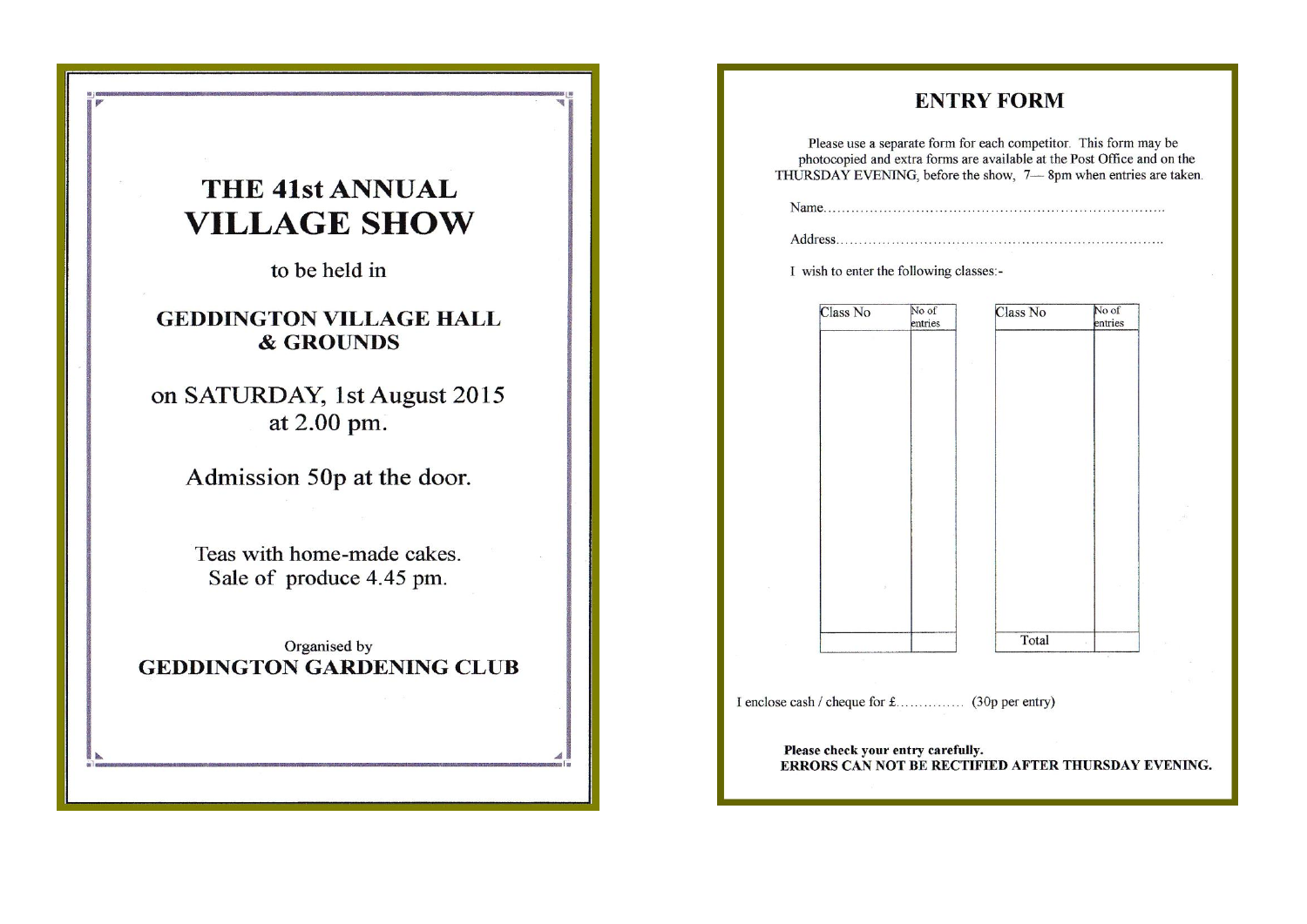# THE 41st ANNUAL
# VILLAGE SHOW

to be held in

## GEDDINGTON VILLAGE HALL & GROUNDS

on SATURDAY, 1st August 2015
at 2.00 pm.

Admission 50p at the door.

Teas with home-made cakes.
Sale of produce 4.45 pm.

Organised by
**GEDDINGTON GARDENING CLUB**

# ENTRY FORM

Please use a separate form for each competitor. This form may be photocopied and extra forms are available at the Post Office and on the THURSDAY EVENING, before the show, 7— 8pm when entries are taken.

Name.......................................................................

Address...................................................................

I wish to enter the following classes:-

| Class No | No of entries | Class No | No of entries |
|---|---|---|---|
| | | | |
| | | Total | |

I enclose cash / cheque for £.............. (30p per entry)

**Please check your entry carefully.**
**ERRORS CAN NOT BE RECTIFIED AFTER THURSDAY EVENING.**